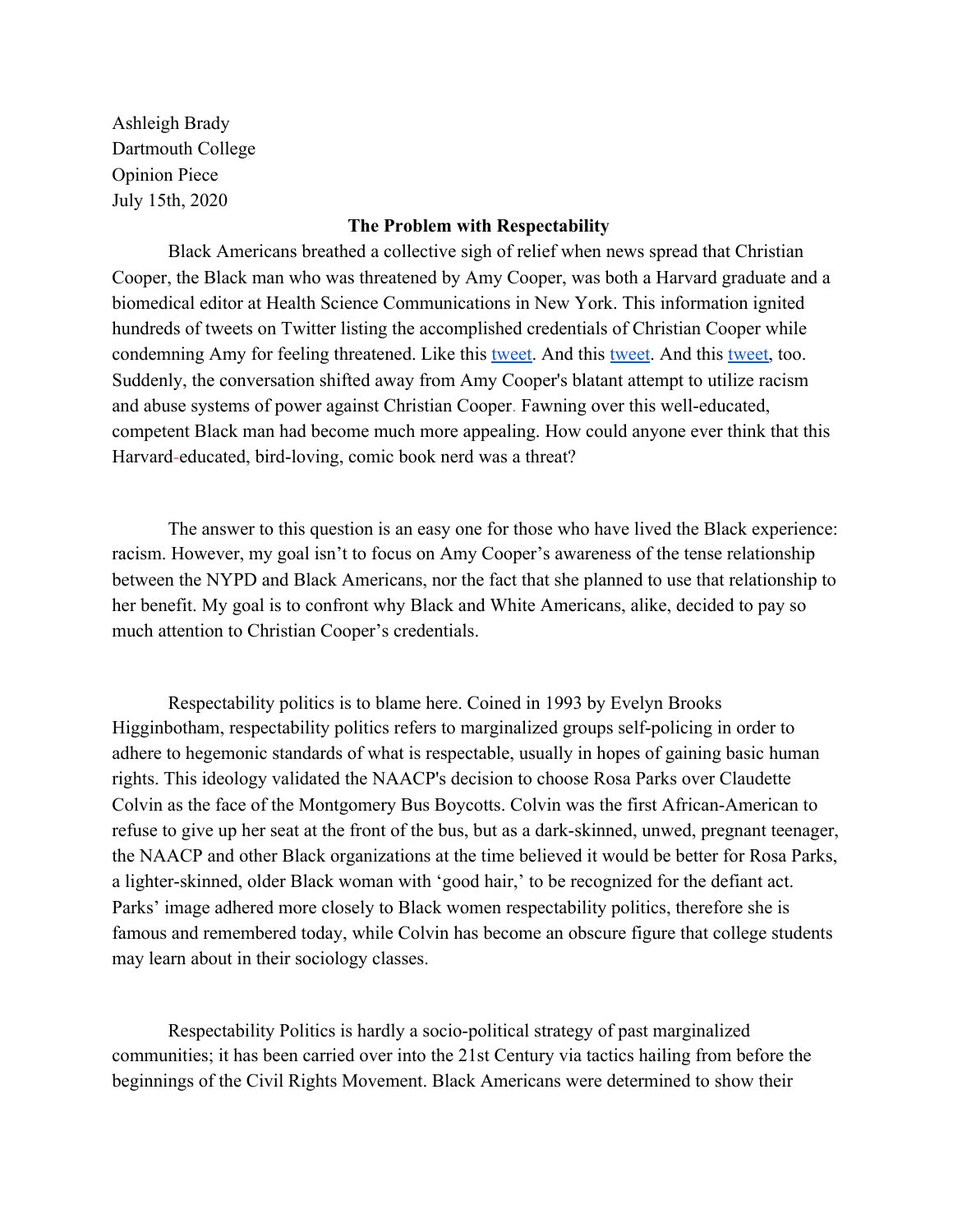Ashleigh Brady
Dartmouth College
Opinion Piece
July 15th, 2020

**The Problem with Respectability**

Black Americans breathed a collective sigh of relief when news spread that Christian Cooper, the Black man who was threatened by Amy Cooper, was both a Harvard graduate and a biomedical editor at Health Science Communications in New York. This information ignited hundreds of tweets on Twitter listing the accomplished credentials of Christian Cooper while condemning Amy for feeling threatened. Like this tweet. And this tweet. And this tweet, too. Suddenly, the conversation shifted away from Amy Cooper's blatant attempt to utilize racism and abuse systems of power against Christian Cooper. Fawning over this well-educated, competent Black man had become much more appealing. How could anyone ever think that this Harvard-educated, bird-loving, comic book nerd was a threat?

The answer to this question is an easy one for those who have lived the Black experience: racism. However, my goal isn't to focus on Amy Cooper's awareness of the tense relationship between the NYPD and Black Americans, nor the fact that she planned to use that relationship to her benefit. My goal is to confront why Black and White Americans, alike, decided to pay so much attention to Christian Cooper's credentials.

Respectability politics is to blame here. Coined in 1993 by Evelyn Brooks Higginbotham, respectability politics refers to marginalized groups self-policing in order to adhere to hegemonic standards of what is respectable, usually in hopes of gaining basic human rights. This ideology validated the NAACP's decision to choose Rosa Parks over Claudette Colvin as the face of the Montgomery Bus Boycotts. Colvin was the first African-American to refuse to give up her seat at the front of the bus, but as a dark-skinned, unwed, pregnant teenager, the NAACP and other Black organizations at the time believed it would be better for Rosa Parks, a lighter-skinned, older Black woman with 'good hair,' to be recognized for the defiant act. Parks' image adhered more closely to Black women respectability politics, therefore she is famous and remembered today, while Colvin has become an obscure figure that college students may learn about in their sociology classes.

Respectability Politics is hardly a socio-political strategy of past marginalized communities; it has been carried over into the 21st Century via tactics hailing from before the beginnings of the Civil Rights Movement. Black Americans were determined to show their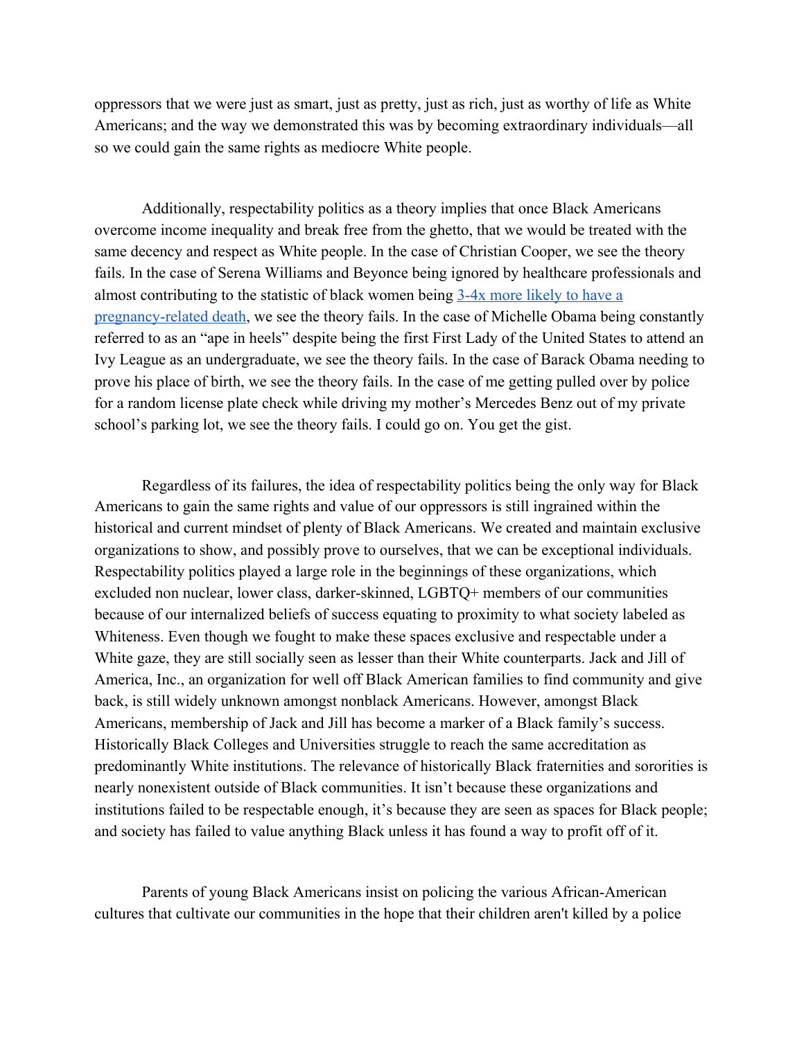oppressors that we were just as smart, just as pretty, just as rich, just as worthy of life as White Americans; and the way we demonstrated this was by becoming extraordinary individuals—all so we could gain the same rights as mediocre White people.

Additionally, respectability politics as a theory implies that once Black Americans overcome income inequality and break free from the ghetto, that we would be treated with the same decency and respect as White people. In the case of Christian Cooper, we see the theory fails. In the case of Serena Williams and Beyonce being ignored by healthcare professionals and almost contributing to the statistic of black women being [3-4x more likely to have a pregnancy-related death](), we see the theory fails. In the case of Michelle Obama being constantly referred to as an "ape in heels" despite being the first First Lady of the United States to attend an Ivy League as an undergraduate, we see the theory fails. In the case of Barack Obama needing to prove his place of birth, we see the theory fails. In the case of me getting pulled over by police for a random license plate check while driving my mother's Mercedes Benz out of my private school's parking lot, we see the theory fails. I could go on. You get the gist.

Regardless of its failures, the idea of respectability politics being the only way for Black Americans to gain the same rights and value of our oppressors is still ingrained within the historical and current mindset of plenty of Black Americans. We created and maintain exclusive organizations to show, and possibly prove to ourselves, that we can be exceptional individuals. Respectability politics played a large role in the beginnings of these organizations, which excluded non nuclear, lower class, darker-skinned, LGBTQ+ members of our communities because of our internalized beliefs of success equating to proximity to what society labeled as Whiteness. Even though we fought to make these spaces exclusive and respectable under a White gaze, they are still socially seen as lesser than their White counterparts. Jack and Jill of America, Inc., an organization for well off Black American families to find community and give back, is still widely unknown amongst nonblack Americans. However, amongst Black Americans, membership of Jack and Jill has become a marker of a Black family's success. Historically Black Colleges and Universities struggle to reach the same accreditation as predominantly White institutions. The relevance of historically Black fraternities and sororities is nearly nonexistent outside of Black communities. It isn't because these organizations and institutions failed to be respectable enough, it's because they are seen as spaces for Black people; and society has failed to value anything Black unless it has found a way to profit off of it.

Parents of young Black Americans insist on policing the various African-American cultures that cultivate our communities in the hope that their children aren't killed by a police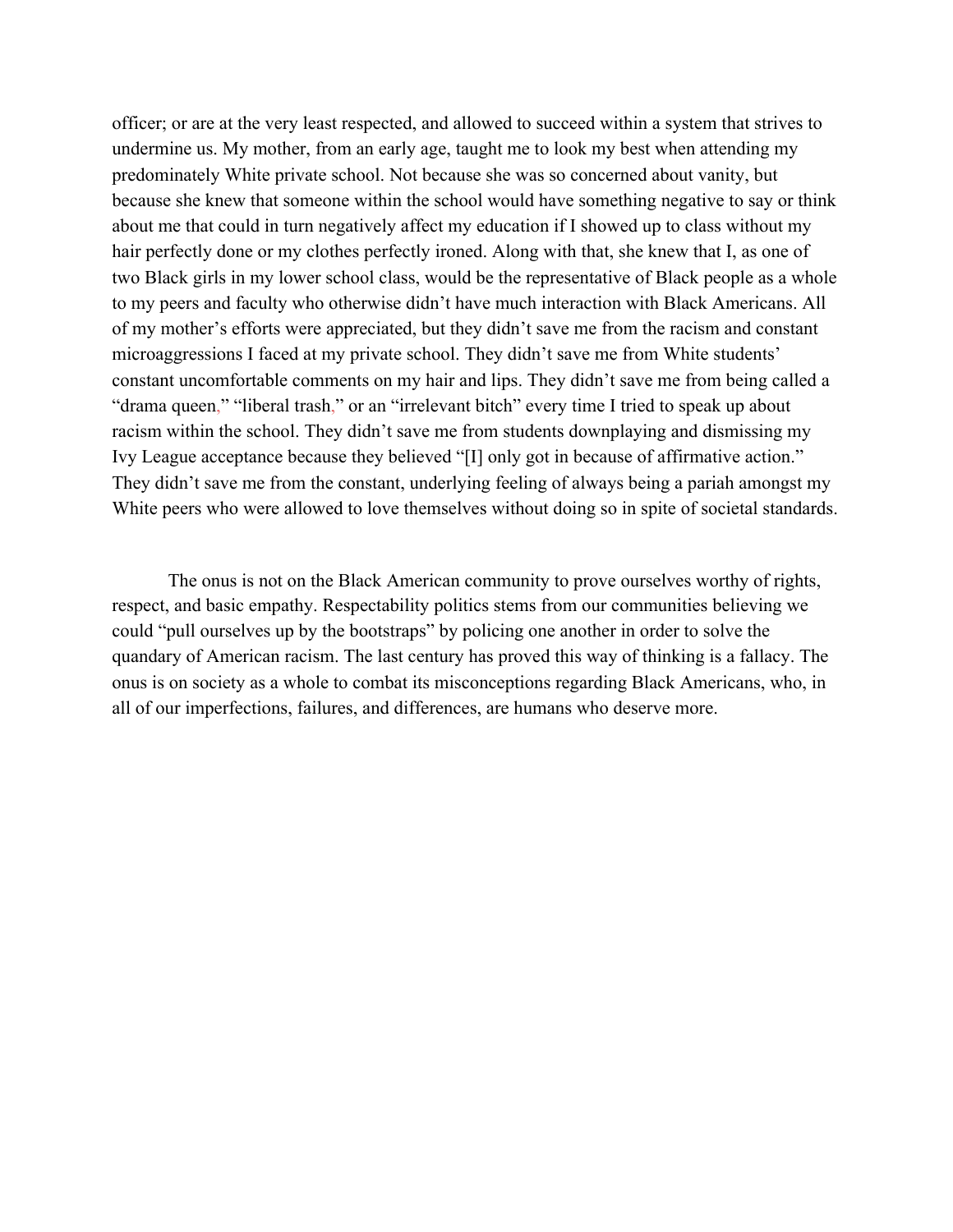officer; or are at the very least respected, and allowed to succeed within a system that strives to undermine us. My mother, from an early age, taught me to look my best when attending my predominately White private school. Not because she was so concerned about vanity, but because she knew that someone within the school would have something negative to say or think about me that could in turn negatively affect my education if I showed up to class without my hair perfectly done or my clothes perfectly ironed. Along with that, she knew that I, as one of two Black girls in my lower school class, would be the representative of Black people as a whole to my peers and faculty who otherwise didn't have much interaction with Black Americans. All of my mother's efforts were appreciated, but they didn't save me from the racism and constant microaggressions I faced at my private school. They didn't save me from White students' constant uncomfortable comments on my hair and lips. They didn't save me from being called a "drama queen," "liberal trash," or an "irrelevant bitch" every time I tried to speak up about racism within the school. They didn't save me from students downplaying and dismissing my Ivy League acceptance because they believed "[I] only got in because of affirmative action." They didn't save me from the constant, underlying feeling of always being a pariah amongst my White peers who were allowed to love themselves without doing so in spite of societal standards.

The onus is not on the Black American community to prove ourselves worthy of rights, respect, and basic empathy. Respectability politics stems from our communities believing we could "pull ourselves up by the bootstraps" by policing one another in order to solve the quandary of American racism. The last century has proved this way of thinking is a fallacy. The onus is on society as a whole to combat its misconceptions regarding Black Americans, who, in all of our imperfections, failures, and differences, are humans who deserve more.